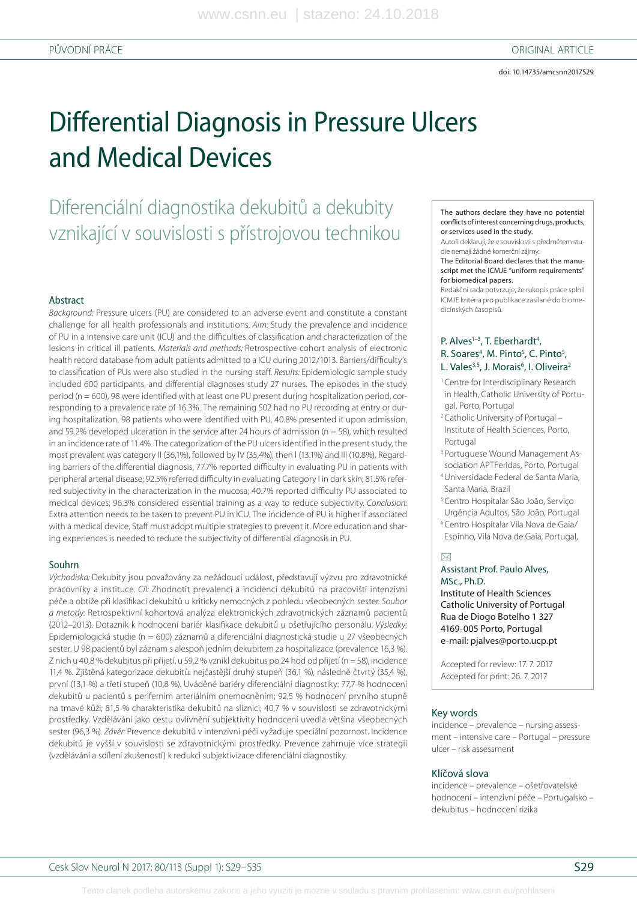PŮVODNÍ PRÁCE ORIGINAL ARTICLE

doi: 10.14735/amcsnn2017S29

# Differential Diagnosis in Pressure Ulcers and Medical Devices

## Diferenciální diagnostika dekubitů a dekubity vznikající v souvislosti s přístrojovou technikou

### Abstract

*Background:* Pressure ulcers (PU) are considered to an adverse event and constitute a constant challenge for all health professionals and institutions. *Aim:* Study the prevalence and incidence of PU in a intensive care unit (ICU) and the difficulties of classification and characterization of the lesions in critical ill patients. *Materials and methods:* Retrospective cohort analysis of electronic health record database from adult patients admitted to a ICU during 2012/1013. Barriers/difficulty's to classification of PUs were also studied in the nursing staff. *Results:* Epidemiologic sample study included 600 participants, and differential diagnoses study 27 nurses. The episodes in the study period (n = 600), 98 were identified with at least one PU present during hospitalization period, corresponding to a prevalence rate of 16.3%. The remaining 502 had no PU recording at entry or during hospitalization, 98 patients who were identified with PU, 40.8% presented it upon admission, and 59.2% developed ulceration in the service after 24 hours of admission (n = 58), which resulted in an incidence rate of 11.4%. The categorization of the PU ulcers identified in the present study, the most prevalent was category II (36,1%), followed by IV (35,4%), then I (13.1%) and III (10.8%). Regarding barriers of the differential diagnosis, 77.7% reported difficulty in evaluating PU in patients with peripheral arterial disease; 92.5% referred difficulty in evaluating Category I in dark skin; 81.5% referred subjectivity in the characterization in the mucosa; 40.7% reported difficulty PU associated to medical devices; 96.3% considered essential training as a way to reduce subjectivity. *Conclusion:* Extra attention needs to be taken to prevent PU in ICU. The incidence of PU is higher if associated with a medical device, Staff must adopt multiple strategies to prevent it. More education and sharing experiences is needed to reduce the subjectivity of differential diagnosis in PU.

### Souhrn

*Východiska:* Dekubity jsou považovány za nežádoucí událost, představují výzvu pro zdravotnické pracovníky a instituce. *Cíl:* Zhodnotit prevalenci a incidenci dekubitů na pracovišti intenzivní péče a obtíže při klasifikaci dekubitů u kriticky nemocných z pohledu všeobecných sester. *Soubor a metody:* Retrospektivní kohortová analýza elektronických zdravotnických záznamů pacientů (2012–2013). Dotazník k hodnocení bariér klasifikace dekubitů u ošetřujícího personálu. *Výsledky:* Epidemiologická studie (n = 600) záznamů a diferenciální diagnostická studie u 27 všeobecných sester. U 98 pacientů byl záznam s alespoň jedním dekubitem za hospitalizace (prevalence 16,3 %). Z nich u 40,8 % dekubitus při přijetí, u 59,2 % vznikl dekubitus po 24 hod od přijetí (n = 58), incidence 11,4 %. Zjištěná kategorizace dekubitů: nejčastější druhý stupeň (36,1 %), následně čtvrtý (35,4 %), první (13,1 %) a třetí stupeň (10,8 %). Uváděné bariéry diferenciální diagnostiky: 77,7 % hodnocení dekubitů u pacientů s periferním arteriálním onemocněním; 92,5 % hodnocení prvního stupně na tmavé kůži; 81,5 % charakteristika dekubitů na sliznici; 40,7 % v souvislosti se zdravotnickými prostředky. Vzdělávání jako cestu ovlivnění subjektivity hodnocení uvedla většina všeobecných sester (96,3 %). *Závěr:* Prevence dekubitů v intenzivní péči vyžaduje speciální pozornost. Incidence dekubitů je vyšší v souvislosti se zdravotnickými prostředky. Prevence zahrnuje více strategií (vzdělávání a sdílení zkušeností) k redukci subjektivizace diferenciální diagnostiky.

The authors declare they have no potential conflicts of interest concerning drugs, products, or services used in the study.
Autoři deklarují, že v souvislosti s předmětem studie nemají žádné komerční zájmy.
The Editorial Board declares that the manuscript met the ICMJE "uniform requirements" for biomedical papers.
Redakční rada potvrzuje, že rukopis práce splnil ICMJE kritéria pro publikace zasílané do biomedicínských časopisů.

P. Alves[1–3], T. Eberhardt[4], R. Soares[4], M. Pinto[5], C. Pinto[5], L. Vales[3,5], J. Morais[6], I. Oliveira[2]

[1] Centre for Interdisciplinary Research in Health, Catholic University of Portugal, Porto, Portugal
[2] Catholic University of Portugal – Institute of Health Sciences, Porto, Portugal
[3] Portuguese Wound Management Association APTFeridas, Porto, Portugal
[4] Universidade Federal de Santa Maria, Santa Maria, Brazil
[5] Centro Hospitalar São João, Serviço Urgência Adultos, São João, Portugal
[6] Centro Hospitalar Vila Nova de Gaia/Espinho, Vila Nova de Gaia, Portugal,

Assistant Prof. Paulo Alves, MSc., Ph.D.
Institute of Health Sciences
Catholic University of Portugal
Rua de Diogo Botelho 1 327
4169-005 Porto, Portugal
e-mail: pjalves@porto.ucp.pt

Accepted for review: 17. 7. 2017
Accepted for print: 26. 7. 2017

### Key words

incidence – prevalence – nursing assessment – intensive care – Portugal – pressure ulcer – risk assessment

### Klíčová slova

incidence – prevalence – ošetřovatelské hodnocení – intenzivní péče – Portugalsko – dekubitus – hodnocení rizika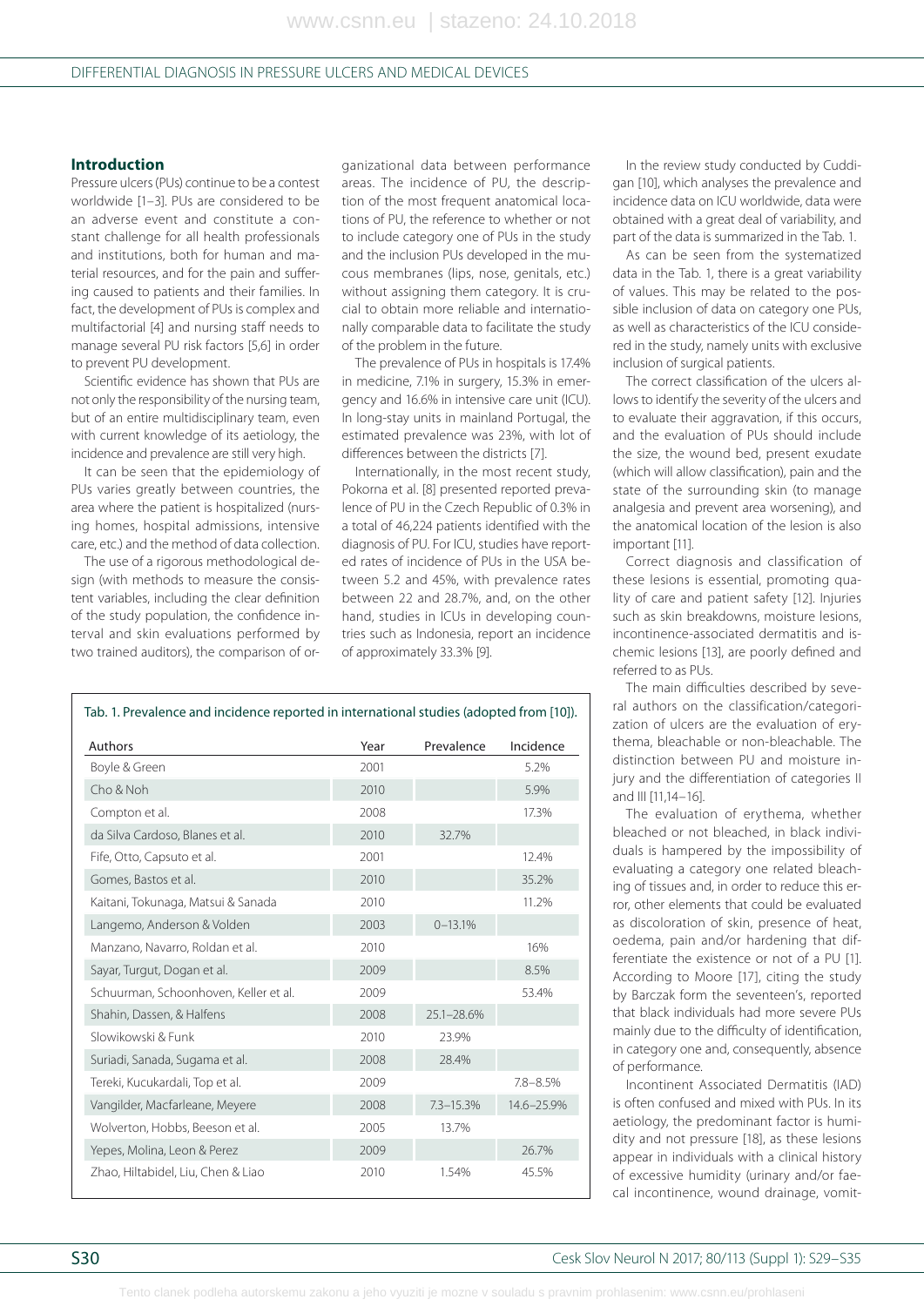## Introduction

Pressure ulcers (PUs) continue to be a contest worldwide [1–3]. PUs are considered to be an adverse event and constitute a constant challenge for all health professionals and institutions, both for human and material resources, and for the pain and suffering caused to patients and their families. In fact, the development of PUs is complex and multifactorial [4] and nursing staff needs to manage several PU risk factors [5,6] in order to prevent PU development.

Scientific evidence has shown that PUs are not only the responsibility of the nursing team, but of an entire multidisciplinary team, even with current knowledge of its aetiology, the incidence and prevalence are still very high.

It can be seen that the epidemiology of PUs varies greatly between countries, the area where the patient is hospitalized (nursing homes, hospital admissions, intensive care, etc.) and the method of data collection.

The use of a rigorous methodological design (with methods to measure the consistent variables, including the clear definition of the study population, the confidence interval and skin evaluations performed by two trained auditors), the comparison of organizational data between performance areas. The incidence of PU, the description of the most frequent anatomical location of PU, the reference to whether or not to include category one of PUs in the study and the inclusion PUs developed in the mucous membranes (lips, nose, genitals, etc.) without assigning them category. It is crucial to obtain more reliable and internationally comparable data to facilitate the study of the problem in the future.

The prevalence of PUs in hospitals is 17.4% in medicine, 7.1% in surgery, 15.3% in emergency and 16.6% in intensive care unit (ICU). In long-stay units in mainland Portugal, the estimated prevalence was 23%, with lot of differences between the districts [7].

Internationally, in the most recent study, Pokorna et al. [8] presented reported prevalence of PU in the Czech Republic of 0.3% in a total of 46,224 patients identified with the diagnosis of PU. For ICU, studies have reported rates of incidence of PUs in the USA between 5.2 and 45%, with prevalence rates between 22 and 28.7%, and, on the other hand, studies in ICUs in developing countries such as Indonesia, report an incidence of approximately 33.3% [9].

Tab. 1. Prevalence and incidence reported in international studies (adopted from [10]).

| Authors | Year | Prevalence | Incidence |
|---|---|---|---|
| Boyle & Green | 2001 | | 5.2% |
| Cho & Noh | 2010 | | 5.9% |
| Compton et al. | 2008 | | 17.3% |
| da Silva Cardoso, Blanes et al. | 2010 | 32.7% | |
| Fife, Otto, Capsuto et al. | 2001 | | 12.4% |
| Gomes, Bastos et al. | 2010 | | 35.2% |
| Kaitani, Tokunaga, Matsui & Sanada | 2010 | | 11.2% |
| Langemo, Anderson & Volden | 2003 | 0–13.1% | |
| Manzano, Navarro, Roldan et al. | 2010 | | 16% |
| Sayar, Turgut, Dogan et al. | 2009 | | 8.5% |
| Schuurman, Schoonhoven, Keller et al. | 2009 | | 53.4% |
| Shahin, Dassen, & Halfens | 2008 | 25.1–28.6% | |
| Slowikowski & Funk | 2010 | 23.9% | |
| Suriadi, Sanada, Sugama et al. | 2008 | 28.4% | |
| Tereki, Kucukardali, Top et al. | 2009 | | 7.8–8.5% |
| Vangilder, Macfarleane, Meyere | 2008 | 7.3–15.3% | 14.6–25.9% |
| Wolverton, Hobbs, Beeson et al. | 2005 | 13.7% | |
| Yepes, Molina, Leon & Perez | 2009 | | 26.7% |
| Zhao, Hiltabidel, Liu, Chen & Liao | 2010 | 1.54% | 45.5% |

In the review study conducted by Cuddigan [10], which analyses the prevalence and incidence data on ICU worldwide, data were obtained with a great deal of variability, and part of the data is summarized in the Tab. 1.

As can be seen from the systematized data in the Tab. 1, there is a great variability of values. This may be related to the possible inclusion of data on category one PUs, as well as characteristics of the ICU considered in the study, namely units with exclusive inclusion of surgical patients.

The correct classification of the ulcers allows to identify the severity of the ulcers and to evaluate their aggravation, if this occurs, and the evaluation of PUs should include the size, the wound bed, present exudate (which will allow classification), pain and the state of the surrounding skin (to manage analgesia and prevent area worsening), and the anatomical location of the lesion is also important [11].

Correct diagnosis and classification of these lesions is essential, promoting quality of care and patient safety [12]. Injuries such as skin breakdowns, moisture lesions, incontinence-associated dermatitis and ischemic lesions [13], are poorly defined and referred to as PUs.

The main difficulties described by several authors on the classification/categorization of ulcers are the evaluation of erythema, bleachable or non-bleachable. The distinction between PU and moisture injury and the differentiation of categories II and III [11,14–16].

The evaluation of erythema, whether bleached or not bleached, in black individuals is hampered by the impossibility of evaluating a category one related bleaching of tissues and, in order to reduce this error, other elements that could be evaluated as discoloration of skin, presence of heat, oedema, pain and/or hardening that differentiate the existence or not of a PU [1]. According to Moore [17], citing the study by Barczak form the seventeen's, reported that black individuals had more severe PUs mainly due to the difficulty of identification, in category one and, consequently, absence of performance.

Incontinent Associated Dermatitis (IAD) is often confused and mixed with PUs. In its aetiology, the predominant factor is humidity and not pressure [18], as these lesions appear in individuals with a clinical history of excessive humidity (urinary and/or faecal incontinence, wound drainage, vomit-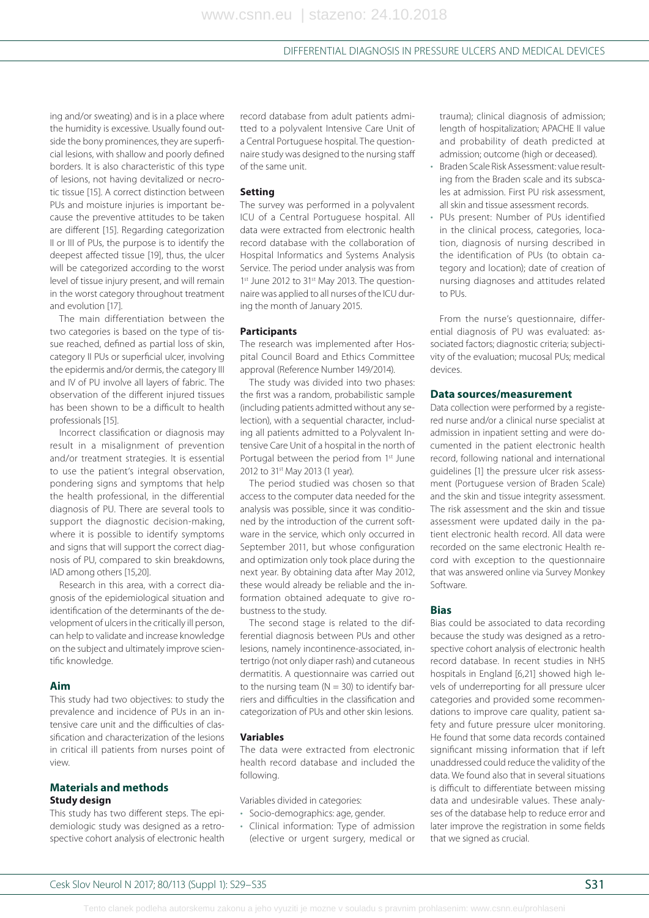ing and/or sweating) and is in a place where the humidity is excessive. Usually found outside the bony prominences, they are superficial lesions, with shallow and poorly defined borders. It is also characteristic of this type of lesions, not having devitalized or necrotic tissue [15]. A correct distinction between PUs and moisture injuries is important because the preventive attitudes to be taken are different [15]. Regarding categorization II or III of PUs, the purpose is to identify the deepest affected tissue [19], thus, the ulcer will be categorized according to the worst level of tissue injury present, and will remain in the worst category throughout treatment and evolution [17].

The main differentiation between the two categories is based on the type of tissue reached, defined as partial loss of skin, category II PUs or superficial ulcer, involving the epidermis and/or dermis, the category III and IV of PU involve all layers of fabric. The observation of the different injured tissues has been shown to be a difficult to health professionals [15].

Incorrect classification or diagnosis may result in a misalignment of prevention and/or treatment strategies. It is essential to use the patient's integral observation, pondering signs and symptoms that help the health professional, in the differential diagnosis of PU. There are several tools to support the diagnostic decision-making, where it is possible to identify symptoms and signs that will support the correct diagnosis of PU, compared to skin breakdowns, IAD among others [15,20].

Research in this area, with a correct diagnosis of the epidemiological situation and identification of the determinants of the development of ulcers in the critically ill person, can help to validate and increase knowledge on the subject and ultimately improve scientific knowledge.

## Aim

This study had two objectives: to study the prevalence and incidence of PUs in an intensive care unit and the difficulties of classification and characterization of the lesions in critical ill patients from nurses point of view.

## Materials and methods

### Study design

This study has two different steps. The epidemiologic study was designed as a retrospective cohort analysis of electronic health record database from adult patients admitted to a polyvalent Intensive Care Unit of a Central Portuguese hospital. The questionnaire study was designed to the nursing staff of the same unit.

### Setting

The survey was performed in a polyvalent ICU of a Central Portuguese hospital. All data were extracted from electronic health record database with the collaboration of Hospital Informatics and Systems Analysis Service. The period under analysis was from 1st June 2012 to 31st May 2013. The questionnaire was applied to all nurses of the ICU during the month of January 2015.

### Participants

The research was implemented after Hospital Council Board and Ethics Committee approval (Reference Number 149/2014).

The study was divided into two phases: the first was a random, probabilistic sample (including patients admitted without any selection), with a sequential character, including all patients admitted to a Polyvalent Intensive Care Unit of a hospital in the north of Portugal between the period from 1st June 2012 to 31st May 2013 (1 year).

The period studied was chosen so that access to the computer data needed for the analysis was possible, since it was conditioned by the introduction of the current software in the service, which only occurred in September 2011, but whose configuration and optimization only took place during the next year. By obtaining data after May 2012, these would already be reliable and the information obtained adequate to give robustness to the study.

The second stage is related to the differential diagnosis between PUs and other lesions, namely incontinence-associated, intertrigo (not only diaper rash) and cutaneous dermatitis. A questionnaire was carried out to the nursing team (N = 30) to identify barriers and difficulties in the classification and categorization of PUs and other skin lesions.

### Variables

The data were extracted from electronic health record database and included the following.

Variables divided in categories:

- Socio-demographics: age, gender.
- Clinical information: Type of admission (elective or urgent surgery, medical or trauma); clinical diagnosis of admission; length of hospitalization; APACHE II value and probability of death predicted at admission; outcome (high or deceased).
- Braden Scale Risk Assessment: value resulting from the Braden scale and its subscales at admission. First PU risk assessment, all skin and tissue assessment records.
- PUs present: Number of PUs identified in the clinical process, categories, location, diagnosis of nursing described in the identification of PUs (to obtain category and location); date of creation of nursing diagnoses and attitudes related to PUs.

From the nurse's questionnaire, differential diagnosis of PU was evaluated: associated factors; diagnostic criteria; subjectivity of the evaluation; mucosal PUs; medical devices.

### Data sources/measurement

Data collection were performed by a registered nurse and/or a clinical nurse specialist at admission in inpatient setting and were documented in the patient electronic health record, following national and international guidelines [1] the pressure ulcer risk assessment (Portuguese version of Braden Scale) and the skin and tissue integrity assessment. The risk assessment and the skin and tissue assessment were updated daily in the patient electronic health record. All data were recorded on the same electronic Health record with exception to the questionnaire that was answered online via Survey Monkey Software.

### Bias

Bias could be associated to data recording because the study was designed as a retrospective cohort analysis of electronic health record database. In recent studies in NHS hospitals in England [6,21] showed high levels of underreporting for all pressure ulcer categories and provided some recommendations to improve care quality, patient safety and future pressure ulcer monitoring. He found that some data records contained significant missing information that if left unaddressed could reduce the validity of the data. We found also that in several situations is difficult to differentiate between missing data and undesirable values. These analyses of the database help to reduce error and later improve the registration in some fields that we signed as crucial.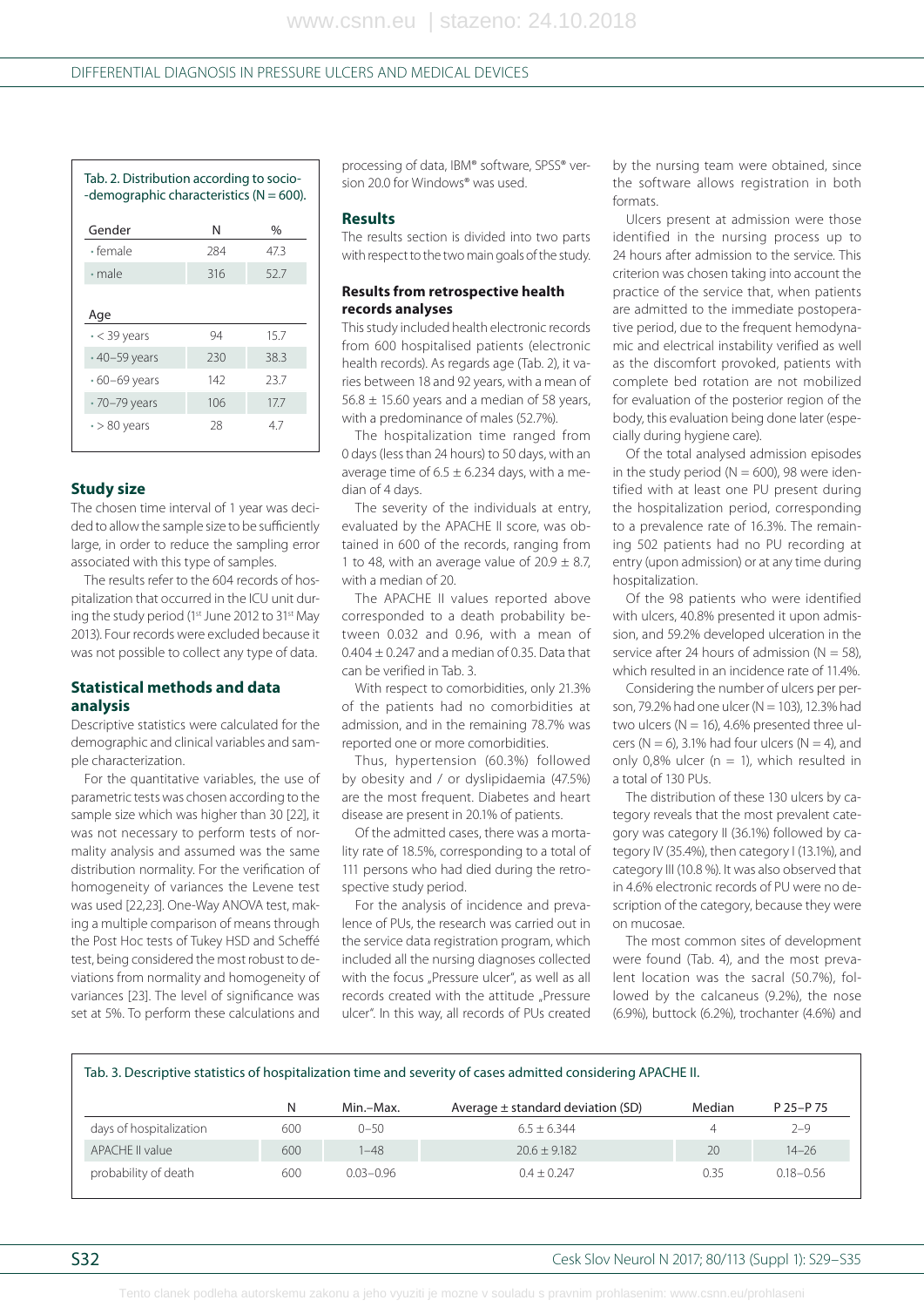Tab. 2. Distribution according to socio-demographic characteristics (N = 600).

| Gender | N | % |
|---|---|---|
| • female | 284 | 47.3 |
| • male | 316 | 52.7 |
| **Age** | | |
| • < 39 years | 94 | 15.7 |
| • 40–59 years | 230 | 38.3 |
| • 60–69 years | 142 | 23.7 |
| • 70–79 years | 106 | 17.7 |
| • > 80 years | 28 | 4.7 |

## Study size

The chosen time interval of 1 year was decided to allow the sample size to be sufficiently large, in order to reduce the sampling error associated with this type of samples.

The results refer to the 604 records of hospitalization that occurred in the ICU unit during the study period (1st June 2012 to 31st May 2013). Four records were excluded because it was not possible to collect any type of data.

## Statistical methods and data analysis

Descriptive statistics were calculated for the demographic and clinical variables and sample characterization.

For the quantitative variables, the use of parametric tests was chosen according to the sample size which was higher than 30 [22], it was not necessary to perform tests of normality analysis and assumed was the same distribution normality. For the verification of homogeneity of variances the Levene test was used [22,23]. One-Way ANOVA test, making a multiple comparison of means through the Post Hoc tests of Tukey HSD and Scheffé test, being considered the most robust to deviations from normality and homogeneity of variances [23]. The level of significance was set at 5%. To perform these calculations and processing of data, IBM® software, SPSS® version 20.0 for Windows® was used.

## Results

The results section is divided into two parts with respect to the two main goals of the study.

### Results from retrospective health records analyses

This study included health electronic records from 600 hospitalised patients (electronic health records). As regards age (Tab. 2), it varies between 18 and 92 years, with a mean of 56.8 ± 15.60 years and a median of 58 years, with a predominance of males (52.7%).

The hospitalization time ranged from 0 days (less than 24 hours) to 50 days, with an average time of 6.5 ± 6.234 days, with a median of 4 days.

The severity of the individuals at entry, evaluated by the APACHE II score, was obtained in 600 of the records, ranging from 1 to 48, with an average value of 20.9 ± 8.7, with a median of 20.

The APACHE II values reported above corresponded to a death probability between 0.032 and 0.96, with a mean of 0.404 ± 0.247 and a median of 0.35. Data that can be verified in Tab. 3.

With respect to comorbidities, only 21.3% of the patients had no comorbidities at admission, and in the remaining 78.7% was reported one or more comorbidities.

Thus, hypertension (60.3%) followed by obesity and / or dyslipidaemia (47.5%) are the most frequent. Diabetes and heart disease are present in 20.1% of patients.

Of the admitted cases, there was a mortality rate of 18.5%, corresponding to a total of 111 persons who had died during the retrospective study period.

For the analysis of incidence and prevalence of PUs, the research was carried out in the service data registration program, which included all the nursing diagnoses collected with the focus „Pressure ulcer", as well as all records created with the attitude „Pressure ulcer". In this way, all records of PUs created by the nursing team were obtained, since the software allows registration in both formats.

Ulcers present at admission were those identified in the nursing process up to 24 hours after admission to the service. This criterion was chosen taking into account the practice of the service that, when patients are admitted to the immediate postoperative period, due to the frequent hemodynamic and electrical instability verified as well as the discomfort provoked, patients with complete bed rotation are not mobilized for evaluation of the posterior region of the body, this evaluation being done later (especially during hygiene care).

Of the total analysed admission episodes in the study period (N = 600), 98 were identified with at least one PU present during the hospitalization period, corresponding to a prevalence rate of 16.3%. The remaining 502 patients had no PU recording at entry (upon admission) or at any time during hospitalization.

Of the 98 patients who were identified with ulcers, 40.8% presented it upon admission, and 59.2% developed ulceration in the service after 24 hours of admission (N = 58), which resulted in an incidence rate of 11.4%.

Considering the number of ulcers per person, 79.2% had one ulcer (N = 103), 12.3% had two ulcers (N = 16), 4.6% presented three ulcers (N = 6), 3.1% had four ulcers (N = 4), and only 0,8% ulcer (n = 1), which resulted in a total of 130 PUs.

The distribution of these 130 ulcers by category reveals that the most prevalent category was category II (36.1%) followed by category IV (35.4%), then category I (13.1%), and category III (10.8 %). It was also observed that in 4.6% electronic records of PU were no description of the category, because they were on mucosae.

The most common sites of development were found (Tab. 4), and the most prevalent location was the sacral (50.7%), followed by the calcaneus (9.2%), the nose (6.9%), buttock (6.2%), trochanter (4.6%) and

Tab. 3. Descriptive statistics of hospitalization time and severity of cases admitted considering APACHE II.

| | N | Min.–Max. | Average ± standard deviation (SD) | Median | P 25–P 75 |
|---|---|---|---|---|---|
| days of hospitalization | 600 | 0–50 | 6.5 ± 6.344 | 4 | 2–9 |
| APACHE II value | 600 | 1–48 | 20.6 ± 9.182 | 20 | 14–26 |
| probability of death | 600 | 0.03–0.96 | 0.4 ± 0.247 | 0.35 | 0.18–0.56 |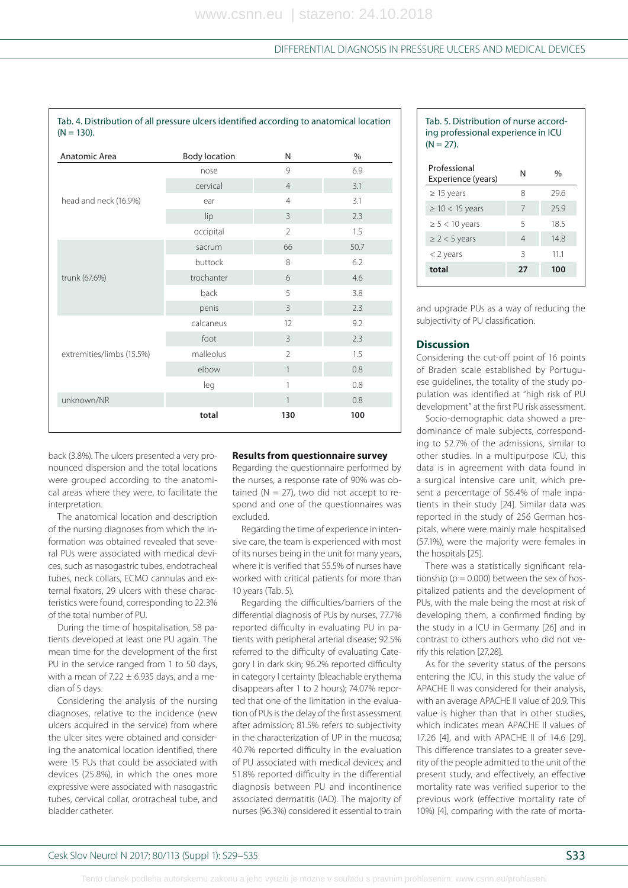Tab. 4. Distribution of all pressure ulcers identified according to anatomical location (N = 130).

| Anatomic Area | Body location | N | % |
|---|---|---|---|
| head and neck (16.9%) | nose | 9 | 6.9 |
| | cervical | 4 | 3.1 |
| | ear | 4 | 3.1 |
| | lip | 3 | 2.3 |
| | occipital | 2 | 1.5 |
| trunk (67.6%) | sacrum | 66 | 50.7 |
| | buttock | 8 | 6.2 |
| | trochanter | 6 | 4.6 |
| | back | 5 | 3.8 |
| | penis | 3 | 2.3 |
| extremities/limbs (15.5%) | calcaneus | 12 | 9.2 |
| | foot | 3 | 2.3 |
| | malleolus | 2 | 1.5 |
| | elbow | 1 | 0.8 |
| | leg | 1 | 0.8 |
| unknown/NR | | 1 | 0.8 |
| | **total** | **130** | **100** |

Tab. 5. Distribution of nurse according professional experience in ICU (N = 27).

| Professional Experience (years) | N | % |
|---|---|---|
| ≥ 15 years | 8 | 29.6 |
| ≥ 10 < 15 years | 7 | 25.9 |
| ≥ 5 < 10 years | 5 | 18.5 |
| ≥ 2 < 5 years | 4 | 14.8 |
| < 2 years | 3 | 11.1 |
| **total** | **27** | **100** |

back (3.8%). The ulcers presented a very pronounced dispersion and the total locations were grouped according to the anatomical areas where they were, to facilitate the interpretation.

The anatomical location and description of the nursing diagnoses from which the information was obtained revealed that several PUs were associated with medical devices, such as nasogastric tubes, endotracheal tubes, neck collars, ECMO cannulas and external fixators, 29 ulcers with these characteristics were found, corresponding to 22.3% of the total number of PU.

During the time of hospitalisation, 58 patients developed at least one PU again. The mean time for the development of the first PU in the service ranged from 1 to 50 days, with a mean of 7.22 ± 6.935 days, and a median of 5 days.

Considering the analysis of the nursing diagnoses, relative to the incidence (new ulcers acquired in the service) from where the ulcer sites were obtained and considering the anatomical location identified, there were 15 PUs that could be associated with devices (25.8%), in which the ones more expressive were associated with nasogastric tubes, cervical collar, orotracheal tube, and bladder catheter.

### Results from questionnaire survey

Regarding the questionnaire performed by the nurses, a response rate of 90% was obtained (N = 27), two did not accept to respond and one of the questionnaires was excluded.

Regarding the time of experience in intensive care, the team is experienced with most of its nurses being in the unit for many years, where it is verified that 55.5% of nurses have worked with critical patients for more than 10 years (Tab. 5).

Regarding the difficulties/barriers of the differential diagnosis of PUs by nurses, 77.7% reported difficulty in evaluating PU in patients with peripheral arterial disease; 92.5% referred to the difficulty of evaluating Category I in dark skin; 96.2% reported difficulty in category I certainty (bleachable erythema disappears after 1 to 2 hours); 74.07% reported that one of the limitation in the evaluation of PUs is the delay of the first assessment after admission; 81.5% refers to subjectivity in the characterization of UP in the mucosa; 40.7% reported difficulty in the evaluation of PU associated with medical devices; and 51.8% reported difficulty in the differential diagnosis between PU and incontinence associated dermatitis (IAD). The majority of nurses (96.3%) considered it essential to train and upgrade PUs as a way of reducing the subjectivity of PU classification.

## Discussion

Considering the cut-off point of 16 points of Braden scale established by Portuguese guidelines, the totality of the study population was identified at "high risk of PU development" at the first PU risk assessment.

Socio-demographic data showed a predominance of male subjects, corresponding to 52.7% of the admissions, similar to other studies. In a multipurpose ICU, this data is in agreement with data found in a surgical intensive care unit, which present a percentage of 56.4% of male inpatients in their study [24]. Similar data was reported in the study of 256 German hospitals, where were mainly male hospitalised (57.1%), were the majority were females in the hospitals [25].

There was a statistically significant relationship ($p = 0.000$) between the sex of hospitalized patients and the development of PUs, with the male being the most at risk of developing them, a confirmed finding by the study in a ICU in Germany [26] and in contrast to others authors who did not verify this relation [27,28].

As for the severity status of the persons entering the ICU, in this study the value of APACHE II was considered for their analysis, with an average APACHE II value of 20.9. This value is higher than that in other studies, which indicates mean APACHE II values of 17.26 [4], and with APACHE II of 14.6 [29]. This difference translates to a greater severity of the people admitted to the unit of the present study, and effectively, an effective mortality rate was verified superior to the previous work (effective mortality rate of 10%) [4], comparing with the rate of morta-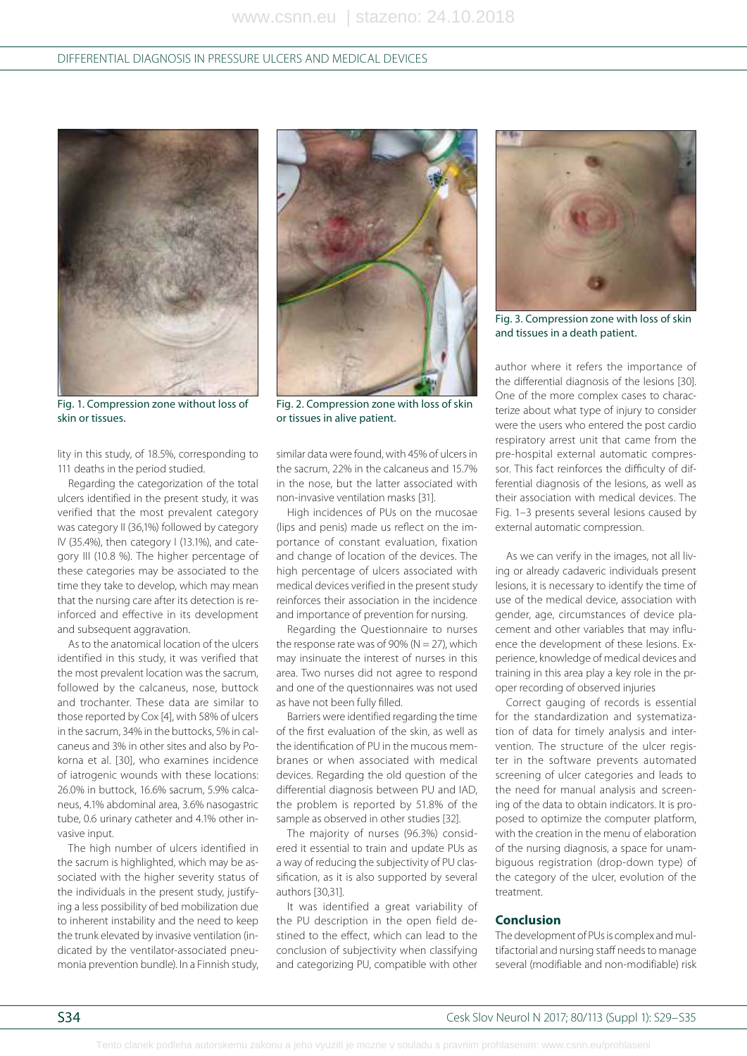Fig. 1. Compression zone without loss of skin or tissues.

Fig. 2. Compression zone with loss of skin or tissues in alive patient.

Fig. 3. Compression zone with loss of skin and tissues in a death patient.

lity in this study, of 18.5%, corresponding to 111 deaths in the period studied.

Regarding the categorization of the total ulcers identified in the present study, it was verified that the most prevalent category was category II (36,1%) followed by category IV (35.4%), then category I (13.1%), and category III (10.8 %). The higher percentage of these categories may be associated to the time they take to develop, which may mean that the nursing care after its detection is reinforced and effective in its development and subsequent aggravation.

As to the anatomical location of the ulcers identified in this study, it was verified that the most prevalent location was the sacrum, followed by the calcaneus, nose, buttock and trochanter. These data are similar to those reported by Cox [4], with 58% of ulcers in the sacrum, 34% in the buttocks, 5% in calcaneus and 3% in other sites and also by Pokorna et al. [30], who examines incidence of iatrogenic wounds with these locations: 26.0% in buttock, 16.6% sacrum, 5.9% calcaneus, 4.1% abdominal area, 3.6% nasogastric tube, 0.6 urinary catheter and 4.1% other invasive input.

The high number of ulcers identified in the sacrum is highlighted, which may be associated with the higher severity status of the individuals in the present study, justifying a less possibility of bed mobilization due to inherent instability and the need to keep the trunk elevated by invasive ventilation (indicated by the ventilator-associated pneumonia prevention bundle). In a Finnish study, similar data were found, with 45% of ulcers in the sacrum, 22% in the calcaneus and 15.7% in the nose, but the latter associated with non-invasive ventilation masks [31].

High incidences of PUs on the mucosae (lips and penis) made us reflect on the importance of constant evaluation, fixation and change of location of the devices. The high percentage of ulcers associated with medical devices verified in the present study reinforces their association in the incidence and importance of prevention for nursing.

Regarding the Questionnaire to nurses the response rate was of 90% (N = 27), which may insinuate the interest of nurses in this area. Two nurses did not agree to respond and one of the questionnaires was not used as have not been fully filled.

Barriers were identified regarding the time of the first evaluation of the skin, as well as the identification of PU in the mucous membranes or when associated with medical devices. Regarding the old question of the differential diagnosis between PU and IAD, the problem is reported by 51.8% of the sample as observed in other studies [32].

The majority of nurses (96.3%) considered it essential to train and update PUs as a way of reducing the subjectivity of PU classification, as it is also supported by several authors [30,31].

It was identified a great variability of the PU description in the open field destined to the effect, which can lead to the conclusion of subjectivity when classifying and categorizing PU, compatible with other author where it refers the importance of the differential diagnosis of the lesions [30]. One of the more complex cases to characterize about what type of injury to consider were the users who entered the post cardio respiratory arrest unit that came from the pre-hospital external automatic compressor. This fact reinforces the difficulty of differential diagnosis of the lesions, as well as their association with medical devices. The Fig. 1–3 presents several lesions caused by external automatic compression.

As we can verify in the images, not all living or already cadaveric individuals present lesions, it is necessary to identify the time of use of the medical device, association with gender, age, circumstances of device placement and other variables that may influence the development of these lesions. Experience, knowledge of medical devices and training in this area play a key role in the proper recording of observed injuries

Correct gauging of records is essential for the standardization and systematization of data for timely analysis and intervention. The structure of the ulcer register in the software prevents automated screening of ulcer categories and leads to the need for manual analysis and screening of the data to obtain indicators. It is proposed to optimize the computer platform, with the creation in the menu of elaboration of the nursing diagnosis, a space for unambiguous registration (drop-down type) of the category of the ulcer, evolution of the treatment.

## Conclusion

The development of PUs is complex and multifactorial and nursing staff needs to manage several (modifiable and non-modifiable) risk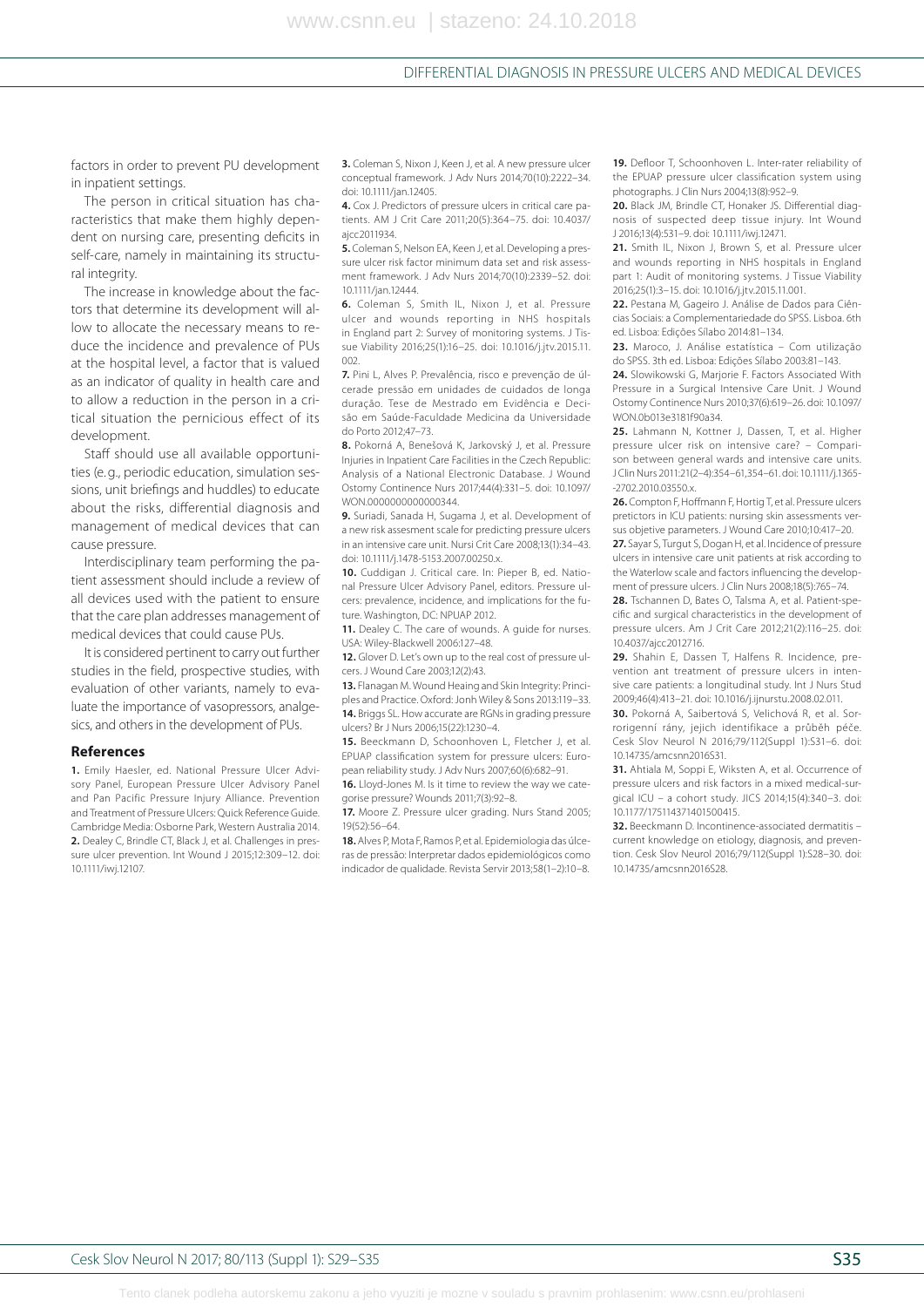factors in order to prevent PU development in inpatient settings.

The person in critical situation has characteristics that make them highly dependent on nursing care, presenting deficits in self-care, namely in maintaining its structural integrity.

The increase in knowledge about the factors that determine its development will allow to allocate the necessary means to reduce the incidence and prevalence of PUs at the hospital level, a factor that is valued as an indicator of quality in health care and to allow a reduction in the person in a critical situation the pernicious effect of its development.

Staff should use all available opportunities (e.g., periodic education, simulation sessions, unit briefings and huddles) to educate about the risks, differential diagnosis and management of medical devices that can cause pressure.

Interdisciplinary team performing the patient assessment should include a review of all devices used with the patient to ensure that the care plan addresses management of medical devices that could cause PUs.

It is considered pertinent to carry out further studies in the field, prospective studies, with evaluation of other variants, namely to evaluate the importance of vasopressors, analgesics, and others in the development of PUs.

## References

**1.** Emily Haesler, ed. National Pressure Ulcer Advisory Panel, European Pressure Ulcer Advisory Panel and Pan Pacific Pressure Injury Alliance. Prevention and Treatment of Pressure Ulcers: Quick Reference Guide. Cambridge Media: Osborne Park, Western Australia 2014.

**2.** Dealey C, Brindle CT, Black J, et al. Challenges in pressure ulcer prevention. Int Wound J 2015;12:309–12. doi: 10.1111/iwj.12107.

**3.** Coleman S, Nixon J, Keen J, et al. A new pressure ulcer conceptual framework. J Adv Nurs 2014;70(10):2222–34. doi: 10.1111/jan.12405.

**4.** Cox J. Predictors of pressure ulcers in critical care patients. AM J Crit Care 2011;20(5):364–75. doi: 10.4037/ajcc2011934.

**5.** Coleman S, Nelson EA, Keen J, et al. Developing a pressure ulcer risk factor minimum data set and risk assessment framework. J Adv Nurs 2014;70(10):2339–52. doi: 10.1111/jan.12444.

**6.** Coleman S, Smith IL, Nixon J, et al. Pressure ulcer and wounds reporting in NHS hospitals in England part 2: Survey of monitoring systems. J Tissue Viability 2016;25(1):16–25. doi: 10.1016/j.jtv.2015.11.002.

**7.** Pini L, Alves P. Prevalência, risco e prevenção de úlcerade pressão em unidades de cuidados de longa duração. Tese de Mestrado em Evidência e Decisão em Saúde-Faculdade Medicina da Universidade do Porto 2012;47–73.

**8.** Pokorná A, Benešová K, Jarkovský J, et al. Pressure Injuries in Inpatient Care Facilities in the Czech Republic: Analysis of a National Electronic Database. J Wound Ostomy Continence Nurs 2017;44(4):331–5. doi: 10.1097/WON.0000000000000344.

**9.** Suriadi, Sanada H, Sugama J, et al. Development of a new risk assesment scale for predicting pressure ulcers in an intensive care unit. Nursi Crit Care 2008;13(1):34–43. doi: 10.1111/j.1478-5153.2007.00250.x.

**10.** Cuddigan J. Critical care. In: Pieper B, ed. National Pressure Ulcer Advisory Panel, editors. Pressure ulcers: prevalence, incidence, and implications for the future. Washington, DC: NPUAP 2012.

**11.** Dealey C. The care of wounds. A guide for nurses. USA: Wiley-Blackwell 2006:127–48.

**12.** Glover D. Let's own up to the real cost of pressure ulcers. J Wound Care 2003;12(2):43.

**13.** Flanagan M. Wound Heaing and Skin Integrity: Principles and Practice. Oxford: Jonh Wiley & Sons 2013:119–33.

**14.** Briggs SL. How accurate are RGNs in grading pressure ulcers? Br J Nurs 2006;15(22):1230–4.

**15.** Beeckmann D, Schoonhoven L, Fletcher J, et al. EPUAP classification system for pressure ulcers: European reliability study. J Adv Nurs 2007;60(6):682–91.

**16.** Lloyd-Jones M. Is it time to review the way we categorise pressure ulcers? Wounds 2011;7(3):92–8.

**17.** Moore Z. Pressure ulcer grading. Nurs Stand 2005; 19(52):56–64.

**18.** Alves P, Mota F, Ramos P, et al. Epidemiologia das úlceras de pressão: Interpretar dados epidemiológicos como indicador de qualidade. Revista Servir 2013;58(1–2):10–8.

**19.** Defloor T, Schoonhoven L. Inter-rater reliability of the EPUAP pressure ulcer classification system using photographs. J Clin Nurs 2004;13(8):952–9.

**20.** Black JM, Brindle CT, Honaker JS. Differential diagnosis of suspected deep tissue injury. Int Wound J 2016;13(4):531–9. doi: 10.1111/iwj.12471.

**21.** Smith IL, Nixon J, Brown S, et al. Pressure ulcer and wounds reporting in NHS hospitals in England part 1: Audit of monitoring systems. J Tissue Viability 2016;25(1):3–15. doi: 10.1016/j.jtv.2015.11.001.

**22.** Pestana M, Gageiro J. Análise de Dados para Ciências Sociais: a Complementariedade do SPSS. Lisboa. 6th ed. Lisboa: Edições Sílabo 2014:81–134.

**23.** Maroco, J. Análise estatística – Com utilização do SPSS. 3th ed. Lisboa: Edições Sílabo 2003:81–143.

**24.** Slowikowski G, Marjorie F. Factors Associated With Pressure in a Surgical Intensive Care Unit. J Wound Ostomy Continence Nurs 2010;37(6):619–26. doi: 10.1097/WON.0b013e3181f90a34.

**25.** Lahmann N, Kottner J, Dassen, T, et al. Higher pressure ulcer risk on intensive care? – Comparison between general wards and intensive care units. J Clin Nurs 2011:21(2–4):354–61,354–61. doi: 10.1111/j.1365-2702.2010.03550.x.

**26.** Compton F, Hoffmann F, Hortig T, et al. Pressure ulcers pretictors in ICU patients: nursing skin assessments versus objetive parameters. J Wound Care 2010;10:417–20.

**27.** Sayar S, Turgut S, Dogan H, et al. Incidence of pressure ulcers in intensive care unit patients at risk according to the Waterlow scale and factors influencing the development of pressure ulcers. J Clin Nurs 2008;18(5):765–74.

**28.** Tschannen D, Bates O, Talsma A, et al. Patient-specific and surgical characteristics in the development of pressure ulcers. Am J Crit Care 2012;21(2):116–25. doi: 10.4037/ajcc2012716.

**29.** Shahin E, Dassen T, Halfens R. Incidence, prevention ant treatment of pressure ulcers in intensive care patients: a longitudinal study. Int J Nurs Stud 2009;46(4):413–21. doi: 10.1016/j.ijnurstu.2008.02.011.

**30.** Pokorná A, Saibertová S, Velichová R, et al. Sorrorigenní rány, jejich identifikace a průběh péče. Cesk Slov Neurol N 2016;79/112(Suppl 1):S31–6. doi: 10.14735/amcsnn2016S31.

**31.** Ahtiala M, Soppi E, Wiksten A, et al. Occurrence of pressure ulcers and risk factors in a mixed medical-surgical ICU – a cohort study. JICS 2014;15(4):340–3. doi: 10.1177/175114371401500415.

**32.** Beeckmann D. Incontinence-associated dermatitis – current knowledge on etiology, diagnosis, and prevention. Cesk Slov Neurol 2016;79/112(Suppl 1):S28–30. doi: 10.14735/amcsnn2016S28.